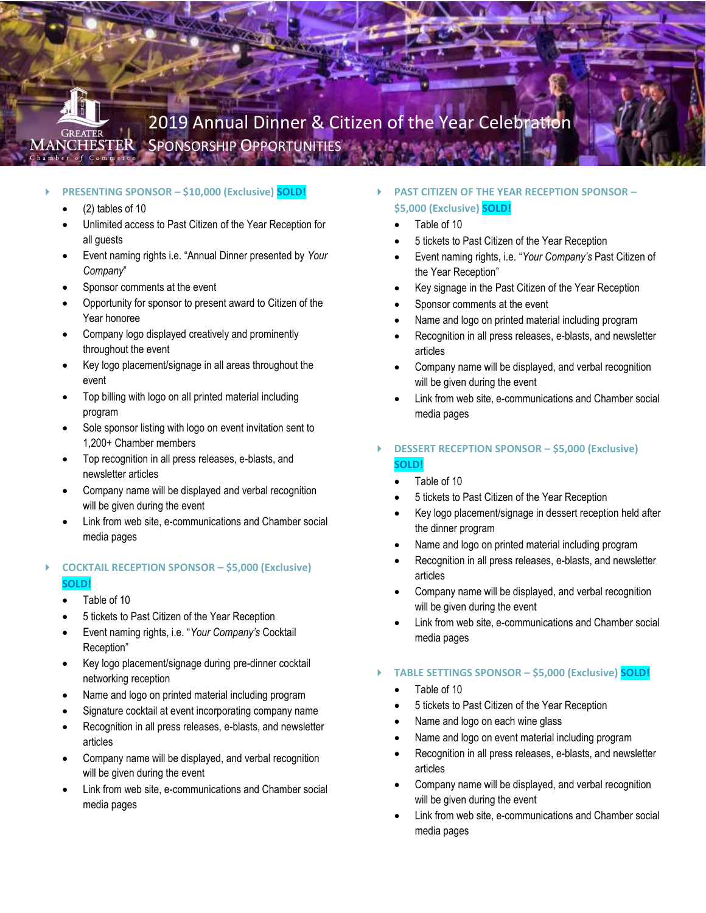# 2019 Annual Dinner & Citizen of the Year Celebration

## Sponsorship Opportunities

Greater Manchester Chamber of Commerce

### PRESENTING SPONSOR – $10,000 (Exclusive) SOLD!

- (2) tables of 10
- Unlimited access to Past Citizen of the Year Reception for all guests
- Event naming rights i.e. "Annual Dinner presented by *Your Company*"
- Sponsor comments at the event
- Opportunity for sponsor to present award to Citizen of the Year honoree
- Company logo displayed creatively and prominently throughout the event
- Key logo placement/signage in all areas throughout the event
- Top billing with logo on all printed material including program
- Sole sponsor listing with logo on event invitation sent to 1,200+ Chamber members
- Top recognition in all press releases, e-blasts, and newsletter articles
- Company name will be displayed and verbal recognition will be given during the event
- Link from web site, e-communications and Chamber social media pages

### COCKTAIL RECEPTION SPONSOR – $5,000 (Exclusive) SOLD!

- Table of 10
- 5 tickets to Past Citizen of the Year Reception
- Event naming rights, i.e. "*Your Company's* Cocktail Reception"
- Key logo placement/signage during pre-dinner cocktail networking reception
- Name and logo on printed material including program
- Signature cocktail at event incorporating company name
- Recognition in all press releases, e-blasts, and newsletter articles
- Company name will be displayed, and verbal recognition will be given during the event
- Link from web site, e-communications and Chamber social media pages

### PAST CITIZEN OF THE YEAR RECEPTION SPONSOR – $5,000 (Exclusive) SOLD!

- Table of 10
- 5 tickets to Past Citizen of the Year Reception
- Event naming rights, i.e. "*Your Company's* Past Citizen of the Year Reception"
- Key signage in the Past Citizen of the Year Reception
- Sponsor comments at the event
- Name and logo on printed material including program
- Recognition in all press releases, e-blasts, and newsletter articles
- Company name will be displayed, and verbal recognition will be given during the event
- Link from web site, e-communications and Chamber social media pages

### DESSERT RECEPTION SPONSOR – $5,000 (Exclusive) SOLD!

- Table of 10
- 5 tickets to Past Citizen of the Year Reception
- Key logo placement/signage in dessert reception held after the dinner program
- Name and logo on printed material including program
- Recognition in all press releases, e-blasts, and newsletter articles
- Company name will be displayed, and verbal recognition will be given during the event
- Link from web site, e-communications and Chamber social media pages

### TABLE SETTINGS SPONSOR – $5,000 (Exclusive) SOLD!

- Table of 10
- 5 tickets to Past Citizen of the Year Reception
- Name and logo on each wine glass
- Name and logo on event material including program
- Recognition in all press releases, e-blasts, and newsletter articles
- Company name will be displayed, and verbal recognition will be given during the event
- Link from web site, e-communications and Chamber social media pages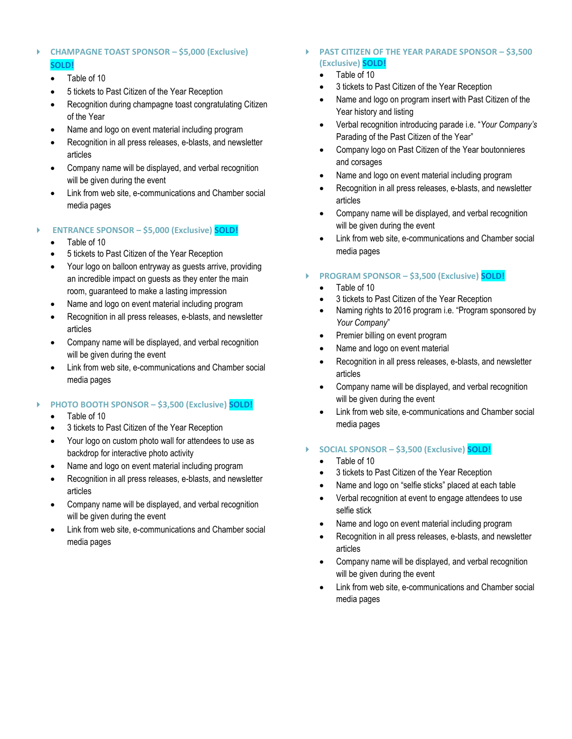- **CHAMPAGNE TOAST SPONSOR – $5,000 (Exclusive) SOLD!**
  - Table of 10
  - 5 tickets to Past Citizen of the Year Reception
  - Recognition during champagne toast congratulating Citizen of the Year
  - Name and logo on event material including program
  - Recognition in all press releases, e-blasts, and newsletter articles
  - Company name will be displayed, and verbal recognition will be given during the event
  - Link from web site, e-communications and Chamber social media pages

- **ENTRANCE SPONSOR – $5,000 (Exclusive) SOLD!**
  - Table of 10
  - 5 tickets to Past Citizen of the Year Reception
  - Your logo on balloon entryway as guests arrive, providing an incredible impact on guests as they enter the main room, guaranteed to make a lasting impression
  - Name and logo on event material including program
  - Recognition in all press releases, e-blasts, and newsletter articles
  - Company name will be displayed, and verbal recognition will be given during the event
  - Link from web site, e-communications and Chamber social media pages

- **PHOTO BOOTH SPONSOR – $3,500 (Exclusive) SOLD!**
  - Table of 10
  - 3 tickets to Past Citizen of the Year Reception
  - Your logo on custom photo wall for attendees to use as backdrop for interactive photo activity
  - Name and logo on event material including program
  - Recognition in all press releases, e-blasts, and newsletter articles
  - Company name will be displayed, and verbal recognition will be given during the event
  - Link from web site, e-communications and Chamber social media pages

- **PAST CITIZEN OF THE YEAR PARADE SPONSOR – $3,500 (Exclusive) SOLD!**
  - Table of 10
  - 3 tickets to Past Citizen of the Year Reception
  - Name and logo on program insert with Past Citizen of the Year history and listing
  - Verbal recognition introducing parade i.e. "*Your Company's* Parading of the Past Citizen of the Year"
  - Company logo on Past Citizen of the Year boutonnieres and corsages
  - Name and logo on event material including program
  - Recognition in all press releases, e-blasts, and newsletter articles
  - Company name will be displayed, and verbal recognition will be given during the event
  - Link from web site, e-communications and Chamber social media pages

- **PROGRAM SPONSOR – $3,500 (Exclusive) SOLD!**
  - Table of 10
  - 3 tickets to Past Citizen of the Year Reception
  - Naming rights to 2016 program i.e. "Program sponsored by *Your Company*"
  - Premier billing on event program
  - Name and logo on event material
  - Recognition in all press releases, e-blasts, and newsletter articles
  - Company name will be displayed, and verbal recognition will be given during the event
  - Link from web site, e-communications and Chamber social media pages

- **SOCIAL SPONSOR – $3,500 (Exclusive) SOLD!**
  - Table of 10
  - 3 tickets to Past Citizen of the Year Reception
  - Name and logo on "selfie sticks" placed at each table
  - Verbal recognition at event to engage attendees to use selfie stick
  - Name and logo on event material including program
  - Recognition in all press releases, e-blasts, and newsletter articles
  - Company name will be displayed, and verbal recognition will be given during the event
  - Link from web site, e-communications and Chamber social media pages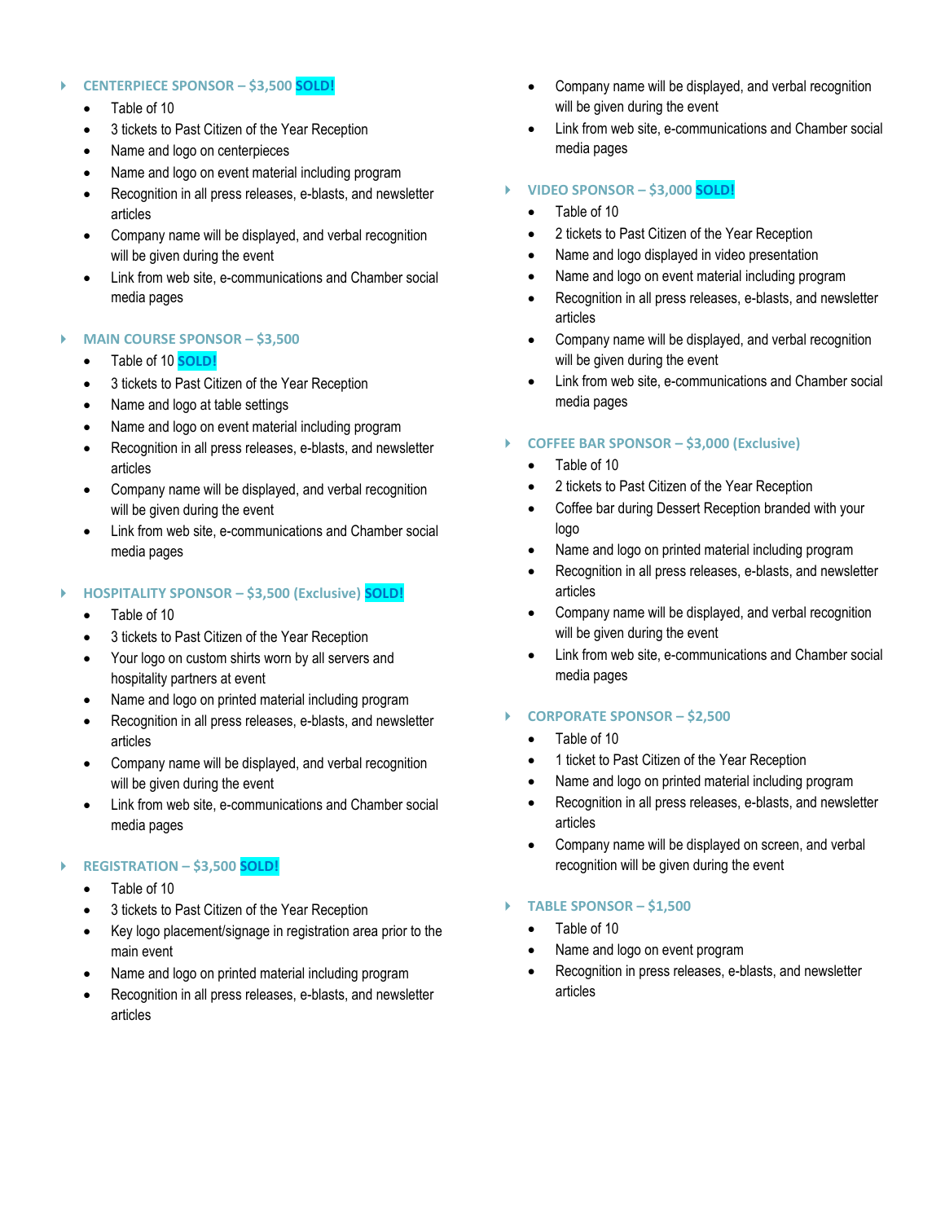## CENTERPIECE SPONSOR – $3,500 SOLD!

- Table of 10
- 3 tickets to Past Citizen of the Year Reception
- Name and logo on centerpieces
- Name and logo on event material including program
- Recognition in all press releases, e-blasts, and newsletter articles
- Company name will be displayed, and verbal recognition will be given during the event
- Link from web site, e-communications and Chamber social media pages

## MAIN COURSE SPONSOR – $3,500

- Table of 10 SOLD!
- 3 tickets to Past Citizen of the Year Reception
- Name and logo at table settings
- Name and logo on event material including program
- Recognition in all press releases, e-blasts, and newsletter articles
- Company name will be displayed, and verbal recognition will be given during the event
- Link from web site, e-communications and Chamber social media pages

## HOSPITALITY SPONSOR – $3,500 (Exclusive) SOLD!

- Table of 10
- 3 tickets to Past Citizen of the Year Reception
- Your logo on custom shirts worn by all servers and hospitality partners at event
- Name and logo on printed material including program
- Recognition in all press releases, e-blasts, and newsletter articles
- Company name will be displayed, and verbal recognition will be given during the event
- Link from web site, e-communications and Chamber social media pages

## REGISTRATION – $3,500 SOLD!

- Table of 10
- 3 tickets to Past Citizen of the Year Reception
- Key logo placement/signage in registration area prior to the main event
- Name and logo on printed material including program
- Recognition in all press releases, e-blasts, and newsletter articles
- Company name will be displayed, and verbal recognition will be given during the event
- Link from web site, e-communications and Chamber social media pages

## VIDEO SPONSOR – $3,000 SOLD!

- Table of 10
- 2 tickets to Past Citizen of the Year Reception
- Name and logo displayed in video presentation
- Name and logo on event material including program
- Recognition in all press releases, e-blasts, and newsletter articles
- Company name will be displayed, and verbal recognition will be given during the event
- Link from web site, e-communications and Chamber social media pages

## COFFEE BAR SPONSOR – $3,000 (Exclusive)

- Table of 10
- 2 tickets to Past Citizen of the Year Reception
- Coffee bar during Dessert Reception branded with your logo
- Name and logo on printed material including program
- Recognition in all press releases, e-blasts, and newsletter articles
- Company name will be displayed, and verbal recognition will be given during the event
- Link from web site, e-communications and Chamber social media pages

## CORPORATE SPONSOR – $2,500

- Table of 10
- 1 ticket to Past Citizen of the Year Reception
- Name and logo on printed material including program
- Recognition in all press releases, e-blasts, and newsletter articles
- Company name will be displayed on screen, and verbal recognition will be given during the event

## TABLE SPONSOR – $1,500

- Table of 10
- Name and logo on event program
- Recognition in press releases, e-blasts, and newsletter articles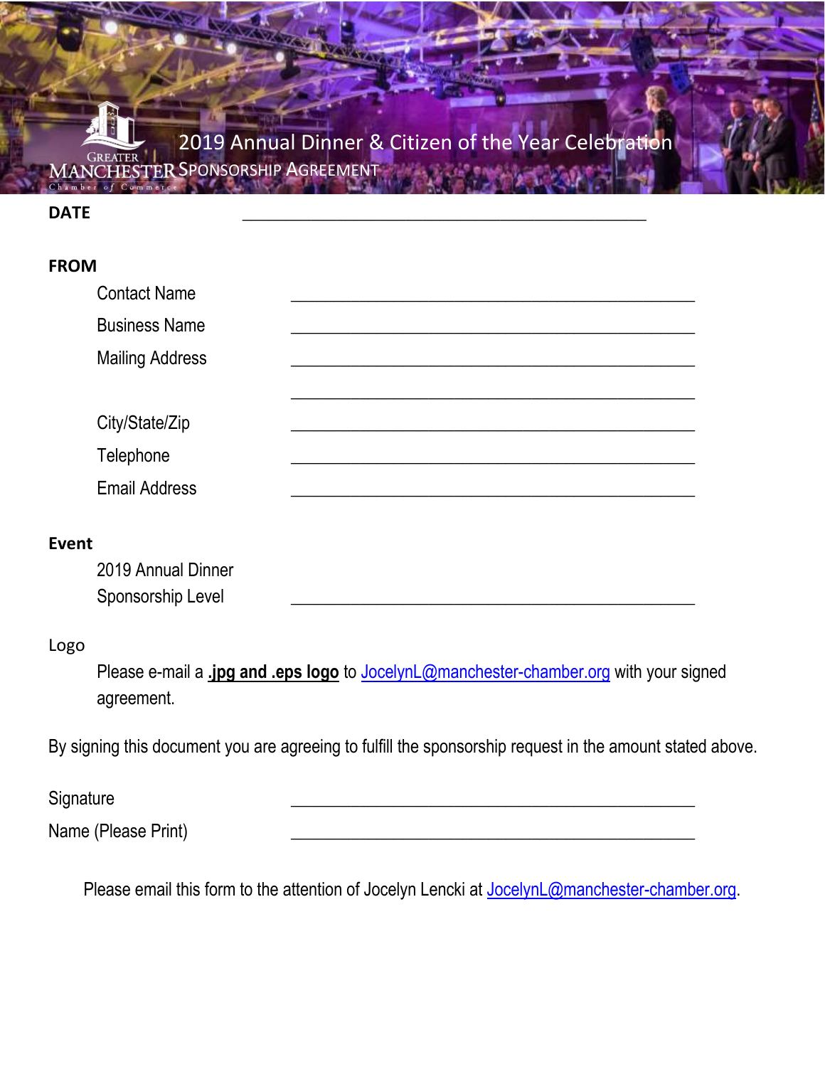# 2019 Annual Dinner & Citizen of the Year Celebration

## Sponsorship Agreement

**DATE** ______________________________________________

**FROM**

Contact Name ______________________________________________

Business Name ______________________________________________

Mailing Address ______________________________________________

______________________________________________

City/State/Zip ______________________________________________

Telephone ______________________________________________

Email Address ______________________________________________

**Event**

2019 Annual Dinner

Sponsorship Level ______________________________________________

Logo

Please e-mail a **.jpg and .eps logo** to JocelynL@manchester-chamber.org with your signed agreement.

By signing this document you are agreeing to fulfill the sponsorship request in the amount stated above.

Signature ______________________________________________

Name (Please Print) ______________________________________________

Please email this form to the attention of Jocelyn Lencki at JocelynL@manchester-chamber.org.